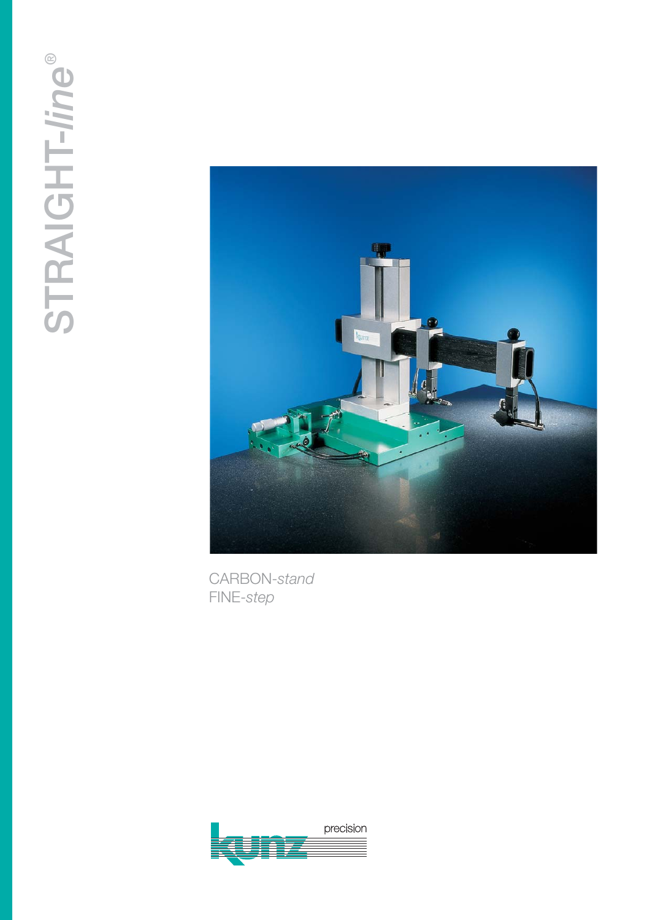# STRAIGHT-*line*®

CARBON-*stand*
FINE-*step*

kunz precision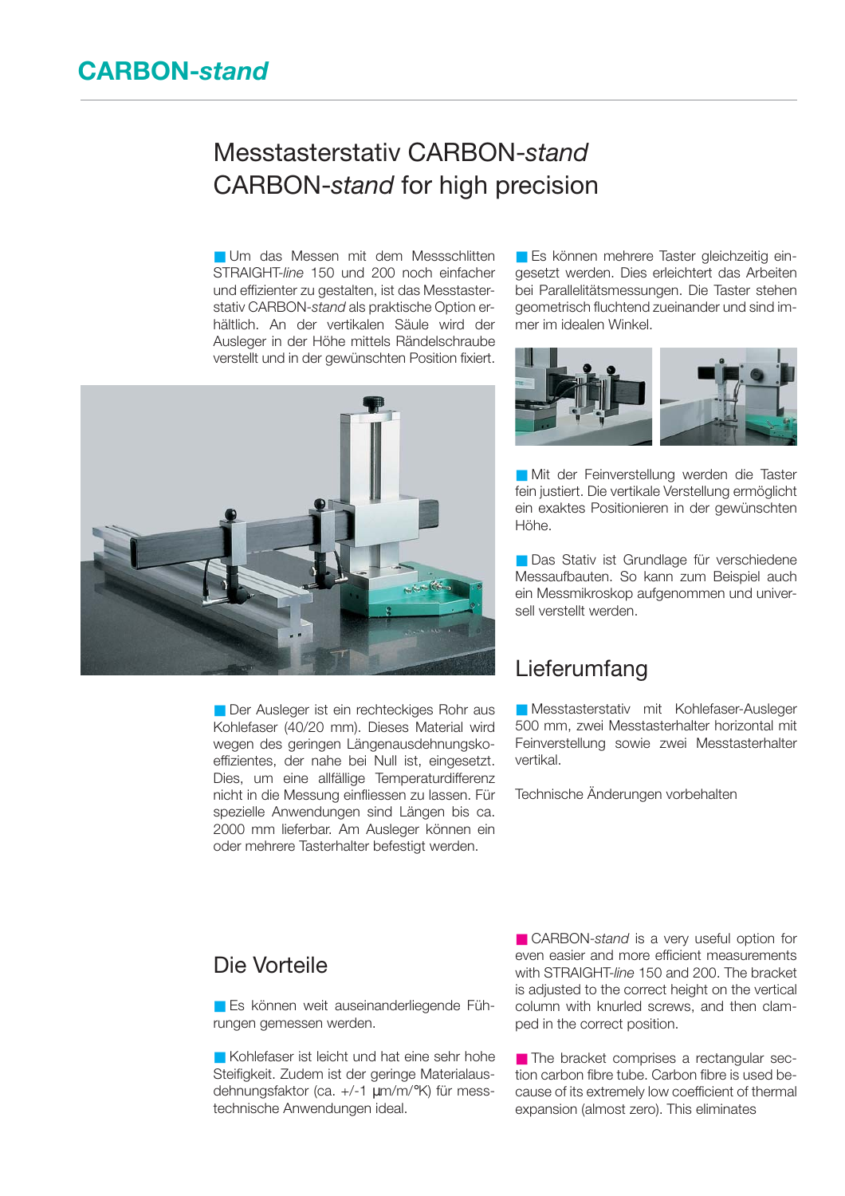## CARBON-*stand*

# Messtasterstativ CARBON-*stand*
# CARBON-*stand* for high precision

■ Um das Messen mit dem Messschlitten STRAIGHT-*line* 150 und 200 noch einfacher und effizienter zu gestalten, ist das Messtasterstativ CARBON-*stand* als praktische Option erhältlich. An der vertikalen Säule wird der Ausleger in der Höhe mittels Rändelschraube verstellt und in der gewünschten Position fixiert.

■ Der Ausleger ist ein rechteckiges Rohr aus Kohlefaser (40/20 mm). Dieses Material wird wegen des geringen Längenausdehnungskoeffizientes, der nahe bei Null ist, eingesetzt. Dies, um eine allfällige Temperaturdifferenz nicht in die Messung einfliessen zu lassen. Für spezielle Anwendungen sind Längen bis ca. 2000 mm lieferbar. Am Ausleger können ein oder mehrere Tasterhalter befestigt werden.

■ Es können mehrere Taster gleichzeitig eingesetzt werden. Dies erleichtert das Arbeiten bei Parallelitätsmessungen. Die Taster stehen geometrisch fluchtend zueinander und sind immer im idealen Winkel.

■ Mit der Feinverstellung werden die Taster fein justiert. Die vertikale Verstellung ermöglicht ein exaktes Positionieren in der gewünschten Höhe.

■ Das Stativ ist Grundlage für verschiedene Messaufbauten. So kann zum Beispiel auch ein Messmikroskop aufgenommen und universell verstellt werden.

## Lieferumfang

■ Messtasterstativ mit Kohlefaser-Ausleger 500 mm, zwei Messtasterhalter horizontal mit Feinverstellung sowie zwei Messtasterhalter vertikal.

Technische Änderungen vorbehalten

## Die Vorteile

■ Es können weit auseinanderliegende Führungen gemessen werden.

■ Kohlefaser ist leicht und hat eine sehr hohe Steifigkeit. Zudem ist der geringe Materialausdehnungsfaktor (ca. +/-1 µm/m/°K) für messtechnische Anwendungen ideal.

■ CARBON-*stand* is a very useful option for even easier and more efficient measurements with STRAIGHT-*line* 150 and 200. The bracket is adjusted to the correct height on the vertical column with knurled screws, and then clamped in the correct position.

■ The bracket comprises a rectangular section carbon fibre tube. Carbon fibre is used because of its extremely low coefficient of thermal expansion (almost zero). This eliminates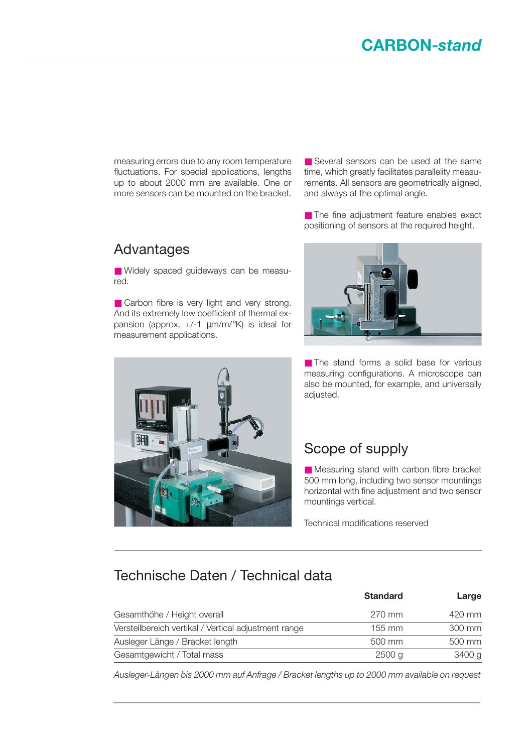# CARBON-*stand*

measuring errors due to any room temperature fluctuations. For special applications, lengths up to about 2000 mm are available. One or more sensors can be mounted on the bracket.

## Advantages

- Widely spaced guideways can be measured.

- Carbon fibre is very light and very strong. And its extremely low coefficient of thermal expansion (approx. +/-1 µm/m/°K) is ideal for measurement applications.

- Several sensors can be used at the same time, which greatly facilitates parallelity measurements. All sensors are geometrically aligned, and always at the optimal angle.

- The fine adjustment feature enables exact positioning of sensors at the required height.

- The stand forms a solid base for various measuring configurations. A microscope can also be mounted, for example, and universally adjusted.

## Scope of supply

- Measuring stand with carbon fibre bracket 500 mm long, including two sensor mountings horizontal with fine adjustment and two sensor mountings vertical.

Technical modifications reserved

## Technische Daten / Technical data

| | Standard | Large |
|---|---|---|
| Gesamthöhe / Height overall | 270 mm | 420 mm |
| Verstellbereich vertikal / Vertical adjustment range | 155 mm | 300 mm |
| Ausleger Länge / Bracket length | 500 mm | 500 mm |
| Gesamtgewicht / Total mass | 2500 g | 3400 g |

*Ausleger-Längen bis 2000 mm auf Anfrage / Bracket lengths up to 2000 mm available on request*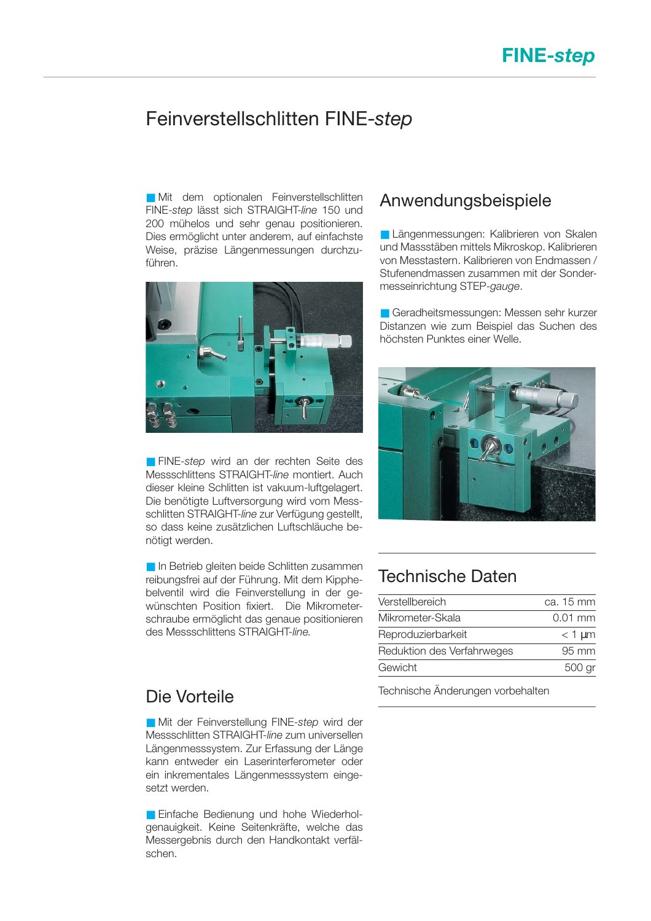# Feinverstellschlitten FINE-*step*

Mit dem optionalen Feinverstellschlitten FINE-*step* lässt sich STRAIGHT-*line* 150 und 200 mühelos und sehr genau positionieren. Dies ermöglicht unter anderem, auf einfachste Weise, präzise Längenmessungen durchzuführen.

FINE-*step* wird an der rechten Seite des Messschlittens STRAIGHT-*line* montiert. Auch dieser kleine Schlitten ist vakuum-luftgelagert. Die benötigte Luftversorgung wird vom Messschlitten STRAIGHT-*line* zur Verfügung gestellt, so dass keine zusätzlichen Luftschläuche benötigt werden.

In Betrieb gleiten beide Schlitten zusammen reibungsfrei auf der Führung. Mit dem Kipphebelventil wird die Feinverstellung in der gewünschten Position fixiert. Die Mikrometerschraube ermöglicht das genaue positionieren des Messschlittens STRAIGHT-*line*.

## Die Vorteile

Mit der Feinverstellung FINE-*step* wird der Messschlitten STRAIGHT-*line* zum universellen Längenmesssystem. Zur Erfassung der Länge kann entweder ein Laserinterferometer oder ein inkrementales Längenmesssystem eingesetzt werden.

Einfache Bedienung und hohe Wiederholgenauigkeit. Keine Seitenkräfte, welche das Messergebnis durch den Handkontakt verfälschen.

## Anwendungsbeispiele

Längenmessungen: Kalibrieren von Skalen und Massstäben mittels Mikroskop. Kalibrieren von Messtastern. Kalibrieren von Endmassen / Stufenendmassen zusammen mit der Sondermesseinrichtung STEP-*gauge*.

Geradheitsmessungen: Messen sehr kurzer Distanzen wie zum Beispiel das Suchen des höchsten Punktes einer Welle.

## Technische Daten

| | |
|---|---|
| Verstellbereich | ca. 15 mm |
| Mikrometer-Skala | 0.01 mm |
| Reproduzierbarkeit | < 1 µm |
| Reduktion des Verfahrweges | 95 mm |
| Gewicht | 500 gr |

Technische Änderungen vorbehalten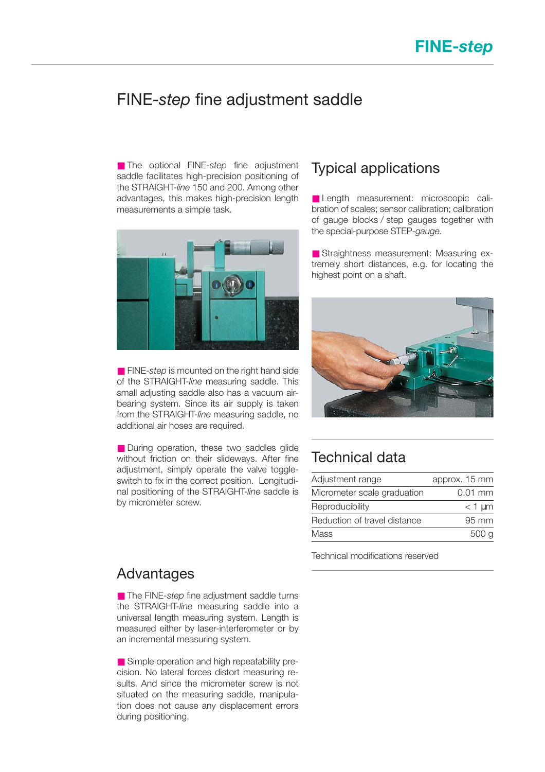# FINE-*step* fine adjustment saddle

The optional FINE-*step* fine adjustment saddle facilitates high-precision positioning of the STRAIGHT-*line* 150 and 200. Among other advantages, this makes high-precision length measurements a simple task.

FINE-*step* is mounted on the right hand side of the STRAIGHT-*line* measuring saddle. This small adjusting saddle also has a vacuum air-bearing system. Since its air supply is taken from the STRAIGHT-*line* measuring saddle, no additional air hoses are required.

During operation, these two saddles glide without friction on their slideways. After fine adjustment, simply operate the valve toggle-switch to fix in the correct position. Longitudinal positioning of the STRAIGHT-*line* saddle is by micrometer screw.

## Advantages

The FINE-*step* fine adjustment saddle turns the STRAIGHT-*line* measuring saddle into a universal length measuring system. Length is measured either by laser-interferometer or by an incremental measuring system.

Simple operation and high repeatability precision. No lateral forces distort measuring results. And since the micrometer screw is not situated on the measuring saddle, manipulation does not cause any displacement errors during positioning.

## Typical applications

Length measurement: microscopic calibration of scales; sensor calibration; calibration of gauge blocks / step gauges together with the special-purpose STEP-*gauge*.

Straightness measurement: Measuring extremely short distances, e.g. for locating the highest point on a shaft.

## Technical data

| | |
|---|---|
| Adjustment range | approx. 15 mm |
| Micrometer scale graduation | 0.01 mm |
| Reproducibility | < 1 µm |
| Reduction of travel distance | 95 mm |
| Mass | 500 g |

Technical modifications reserved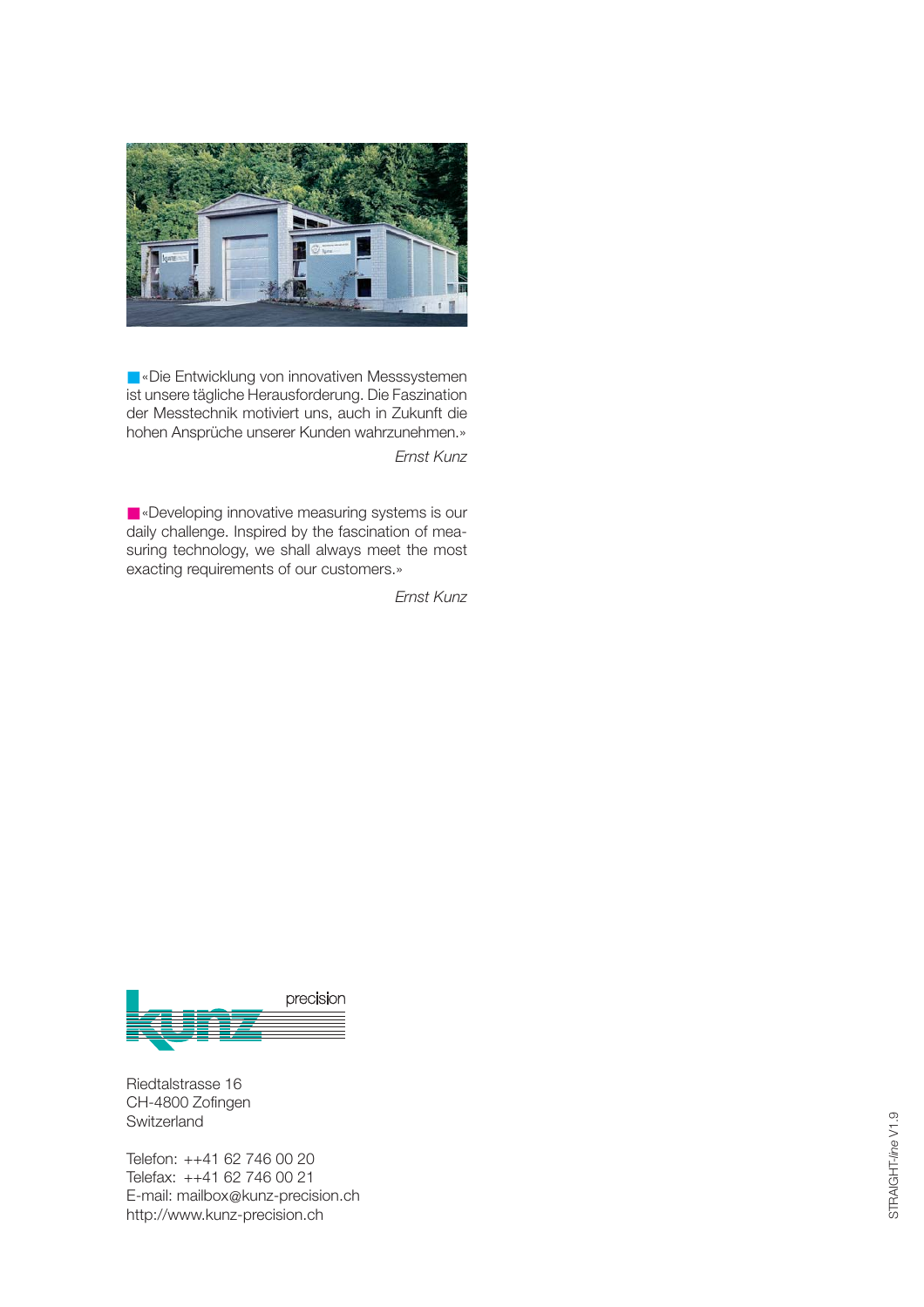«Die Entwicklung von innovativen Messsystemen ist unsere tägliche Herausforderung. Die Faszination der Messtechnik motiviert uns, auch in Zukunft die hohen Ansprüche unserer Kunden wahrzunehmen.»

*Ernst Kunz*

«Developing innovative measuring systems is our daily challenge. Inspired by the fascination of measuring technology, we shall always meet the most exacting requirements of our customers.»

*Ernst Kunz*

kunz precision

Riedtalstrasse 16
CH-4800 Zofingen
Switzerland

Telefon: ++41 62 746 00 20
Telefax: ++41 62 746 00 21
E-mail: mailbox@kunz-precision.ch
http://www.kunz-precision.ch

STRAIGHT-*line* V1.9